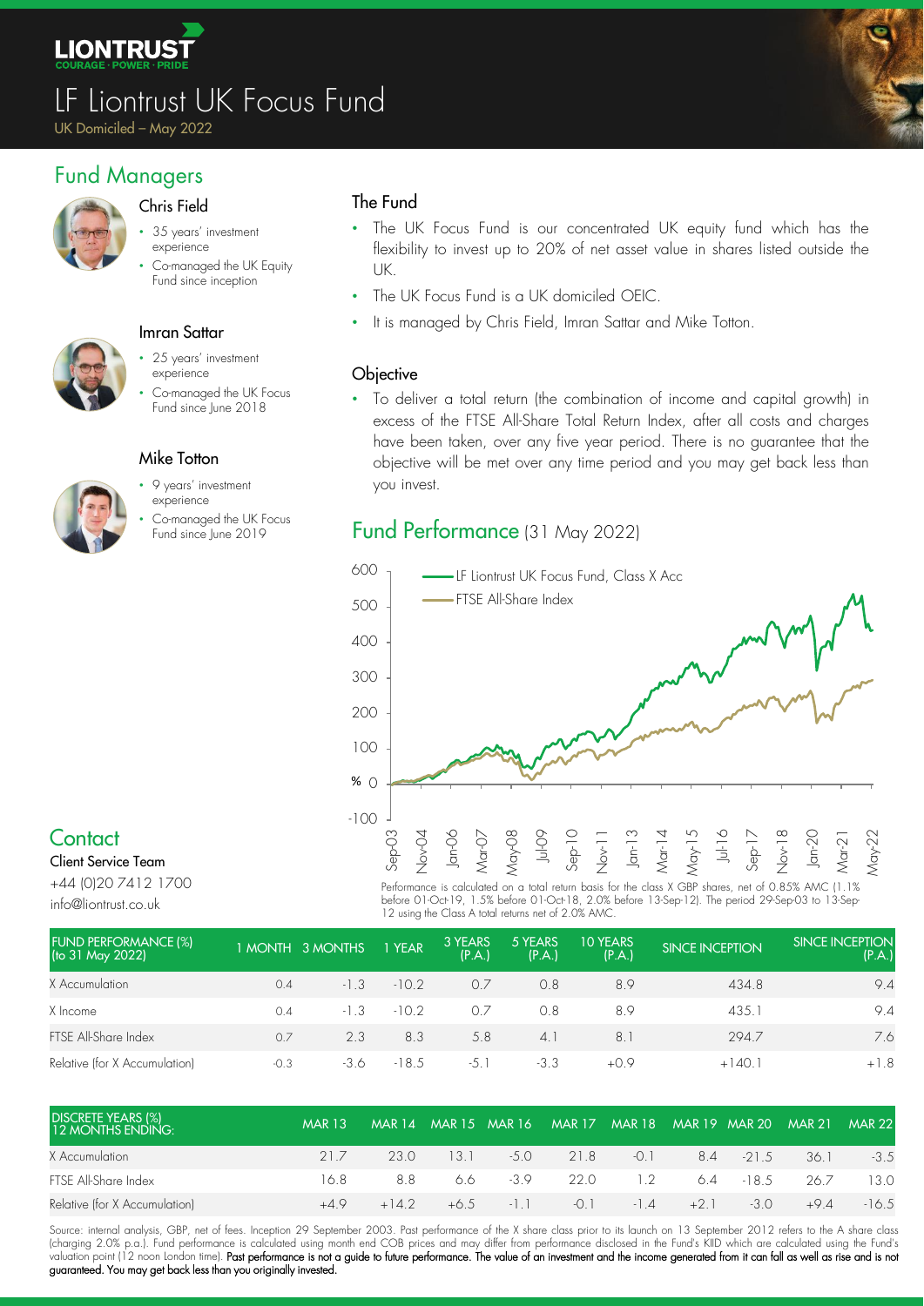# LF Liontrust UK Focus Fund

UK Domiciled – May 2022

## Fund Managers

### Chris Field

- 35 years' investment experience
- Co-managed the UK Equity Fund since inception

### Imran Sattar

- 25 years' investment experience
- Co-managed the UK Focus Fund since June 2018

### Mike Totton

- 9 years' investment experience
- Co-managed the UK Focus Fund since June 2019

## Contact

Client Service Team

+44 (0)20 7412 1700

info@liontrust.co.uk

### The Fund

- The UK Focus Fund is our concentrated UK equity fund which has the flexibility to invest up to 20% of net asset value in shares listed outside the UK.
- The UK Focus Fund is a UK domiciled OEIC.
- It is managed by Chris Field, Imran Sattar and Mike Totton.

### Objective

- To deliver a total return (the combination of income and capital growth) in excess of the FTSE All-Share Total Return Index, after all costs and charges have been taken, over any five year period. There is no guarantee that the objective will be met over any time period and you may get back less than you invest.

## Fund Performance (31 May 2022)

Performance is calculated on a total return basis for the class X GBP shares, net of 0.85% AMC (1.1% before 01-Oct-19, 1.5% before 01-Oct-18, 2.0% before 13-Sep-12). The period 29-Sep-03 to 13-Sep-12 using the Class A total returns net of 2.0% AMC.

| FUND PERFORMANCE (%) (to 31 May 2022) | 1 MONTH | 3 MONTHS | 1 YEAR | 3 YEARS (P.A.) | 5 YEARS (P.A.) | 10 YEARS (P.A.) | SINCE INCEPTION | SINCE INCEPTION (P.A.) |
|---|---|---|---|---|---|---|---|---|
| X Accumulation | 0.4 | -1.3 | -10.2 | 0.7 | 0.8 | 8.9 | 434.8 | 9.4 |
| X Income | 0.4 | -1.3 | -10.2 | 0.7 | 0.8 | 8.9 | 435.1 | 9.4 |
| FTSE All-Share Index | 0.7 | 2.3 | 8.3 | 5.8 | 4.1 | 8.1 | 294.7 | 7.6 |
| Relative (for X Accumulation) | -0.3 | -3.6 | -18.5 | -5.1 | -3.3 | +0.9 | +140.1 | +1.8 |

| DISCRETE YEARS (%) 12 MONTHS ENDING: | MAR 13 | MAR 14 | MAR 15 | MAR 16 | MAR 17 | MAR 18 | MAR 19 | MAR 20 | MAR 21 | MAR 22 |
|---|---|---|---|---|---|---|---|---|---|---|
| X Accumulation | 21.7 | 23.0 | 13.1 | -5.0 | 21.8 | -0.1 | 8.4 | -21.5 | 36.1 | -3.5 |
| FTSE All-Share Index | 16.8 | 8.8 | 6.6 | -3.9 | 22.0 | 1.2 | 6.4 | -18.5 | 26.7 | 13.0 |
| Relative (for X Accumulation) | +4.9 | +14.2 | +6.5 | -1.1 | -0.1 | -1.4 | +2.1 | -3.0 | +9.4 | -16.5 |

Source: internal analysis, GBP, net of fees. Inception 29 September 2003. Past performance of the X share class prior to its launch on 13 September 2012 refers to the A share class (charging 2.0% p.a.). Fund performance is calculated using month end COB prices and may differ from performance disclosed in the Fund's KIID which are calculated using the Fund's valuation point (12 noon London time). **Past performance is not a guide to future performance. The value of an investment and the income generated from it can fall as well as rise and is not guaranteed. You may get back less than you originally invested.**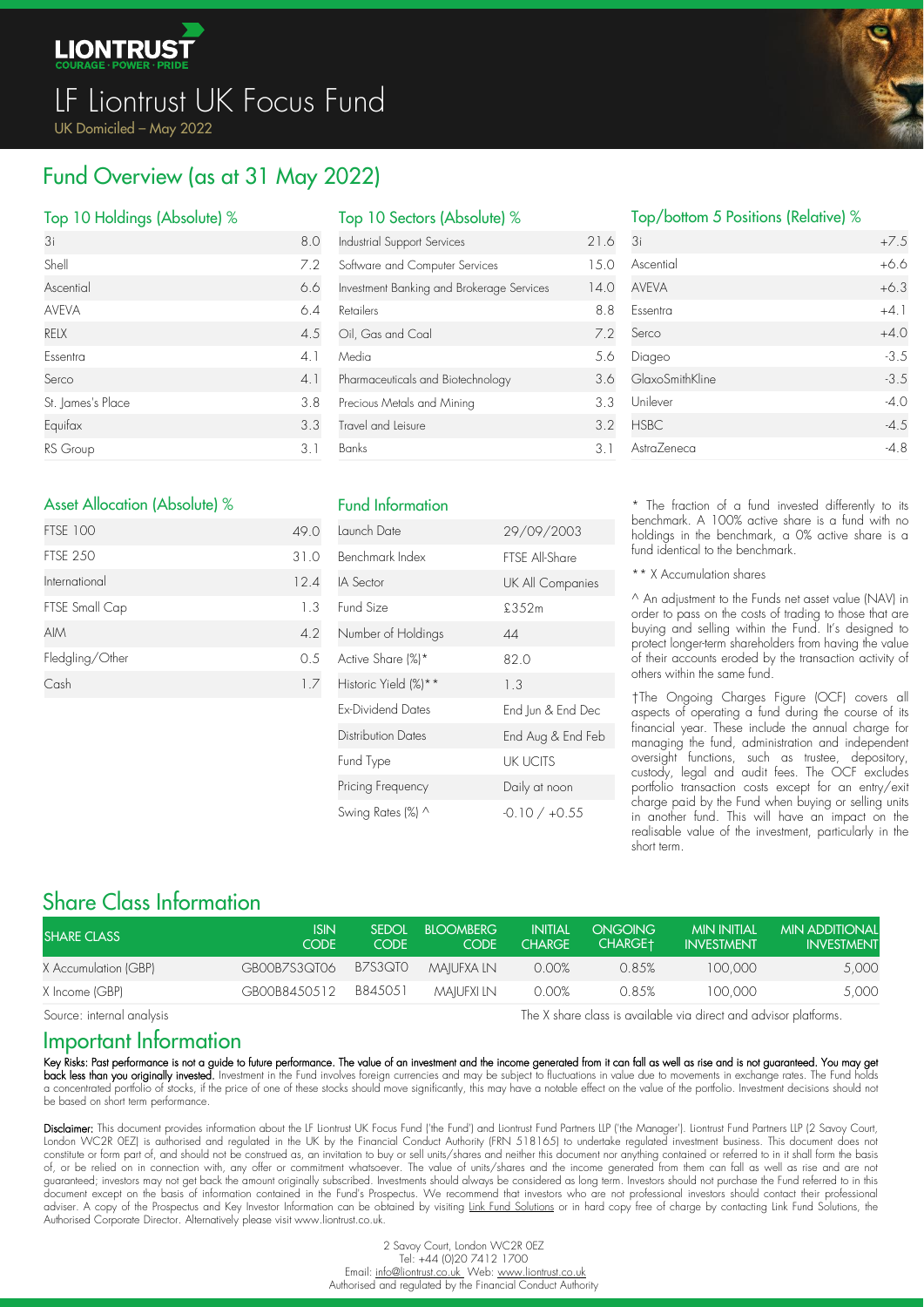# LF Liontrust UK Focus Fund

UK Domiciled – May 2022

## Fund Overview (as at 31 May 2022)

### Top 10 Holdings (Absolute) %

| | |
|---|---|
| 3i | 8.0 |
| Shell | 7.2 |
| Ascential | 6.6 |
| AVEVA | 6.4 |
| RELX | 4.5 |
| Essentra | 4.1 |
| Serco | 4.1 |
| St. James's Place | 3.8 |
| Equifax | 3.3 |
| RS Group | 3.1 |

### Top 10 Sectors (Absolute) %

| | |
|---|---|
| Industrial Support Services | 21.6 |
| Software and Computer Services | 15.0 |
| Investment Banking and Brokerage Services | 14.0 |
| Retailers | 8.8 |
| Oil, Gas and Coal | 7.2 |
| Media | 5.6 |
| Pharmaceuticals and Biotechnology | 3.6 |
| Precious Metals and Mining | 3.3 |
| Travel and Leisure | 3.2 |
| Banks | 3.1 |

### Top/bottom 5 Positions (Relative) %

| | |
|---|---|
| 3i | +7.5 |
| Ascential | +6.6 |
| AVEVA | +6.3 |
| Essentra | +4.1 |
| Serco | +4.0 |
| Diageo | -3.5 |
| GlaxoSmithKline | -3.5 |
| Unilever | -4.0 |
| HSBC | -4.5 |
| AstraZeneca | -4.8 |

### Asset Allocation (Absolute) %

| | |
|---|---|
| FTSE 100 | 49.0 |
| FTSE 250 | 31.0 |
| International | 12.4 |
| FTSE Small Cap | 1.3 |
| AIM | 4.2 |
| Fledgling/Other | 0.5 |
| Cash | 1.7 |

### Fund Information

| | |
|---|---|
| Launch Date | 29/09/2003 |
| Benchmark Index | FTSE All-Share |
| IA Sector | UK All Companies |
| Fund Size | £352m |
| Number of Holdings | 44 |
| Active Share (%)* | 82.0 |
| Historic Yield (%)** | 1.3 |
| Ex-Dividend Dates | End Jun & End Dec |
| Distribution Dates | End Aug & End Feb |
| Fund Type | UK UCITS |
| Pricing Frequency | Daily at noon |
| Swing Rates (%) ^ | -0.10 / +0.55 |

* The fraction of a fund invested differently to its benchmark. A 100% active share is a fund with no holdings in the benchmark, a 0% active share is a fund identical to the benchmark.

** X Accumulation shares

^ An adjustment to the Funds net asset value (NAV) in order to pass on the costs of trading to those that are buying and selling within the Fund. It's designed to protect longer-term shareholders from having the value of their accounts eroded by the transaction activity of others within the same fund.

†The Ongoing Charges Figure (OCF) covers all aspects of operating a fund during the course of its financial year. These include the annual charge for managing the fund, administration and independent oversight functions, such as trustee, depository, custody, legal and audit fees. The OCF excludes portfolio transaction costs except for an entry/exit charge paid by the Fund when buying or selling units in another fund. This will have an impact on the realisable value of the investment, particularly in the short term.

## Share Class Information

| SHARE CLASS | ISIN CODE | SEDOL CODE | BLOOMBERG CODE | INITIAL CHARGE | ONGOING CHARGE† | MIN INITIAL INVESTMENT | MIN ADDITIONAL INVESTMENT |
|---|---|---|---|---|---|---|---|
| X Accumulation (GBP) | GB00B7S3QT06 | B7S3QT0 | MAJUFXA LN | 0.00% | 0.85% | 100,000 | 5,000 |
| X Income (GBP) | GB00B8450512 | B845051 | MAJUFXI LN | 0.00% | 0.85% | 100,000 | 5,000 |

Source: internal analysis

The X share class is available via direct and advisor platforms.

## Important Information

**Key Risks: Past performance is not a guide to future performance. The value of an investment and the income generated from it can fall as well as rise and is not guaranteed. You may get back less than you originally invested.** Investment in the Fund involves foreign currencies and may be subject to fluctuations in value due to movements in exchange rates. The Fund holds a concentrated portfolio of stocks, if the price of one of these stocks should move significantly, this may have a notable effect on the value of the portfolio. Investment decisions should not be based on short term performance.

**Disclaimer:** This document provides information about the LF Liontrust UK Focus Fund ('the Fund') and Liontrust Fund Partners LLP ('the Manager'). Liontrust Fund Partners LLP (2 Savoy Court, London WC2R 0EZ) is authorised and regulated in the UK by the Financial Conduct Authority (FRN 518165) to undertake regulated investment business. This document does not constitute or form part of, and should not be construed as, an invitation to buy or sell units/shares and neither this document nor anything contained or referred to in it shall form the basis of, or be relied on in connection with, any offer or commitment whatsoever. The value of units/shares and the income generated from them can fall as well as rise and are not guaranteed; investors may not get back the amount originally subscribed. Investments should always be considered as long term. Investors should not purchase the Fund referred to in this document except on the basis of information contained in the Fund's Prospectus. We recommend that investors who are not professional investors should contact their professional adviser. A copy of the Prospectus and Key Investor Information can be obtained by visiting Link Fund Solutions or in hard copy free of charge by contacting Link Fund Solutions, the Authorised Corporate Director. Alternatively please visit www.liontrust.co.uk.

2 Savoy Court, London WC2R 0EZ
Tel: +44 (0)20 7412 1700
Email: info@liontrust.co.uk Web: www.liontrust.co.uk
Authorised and regulated by the Financial Conduct Authority